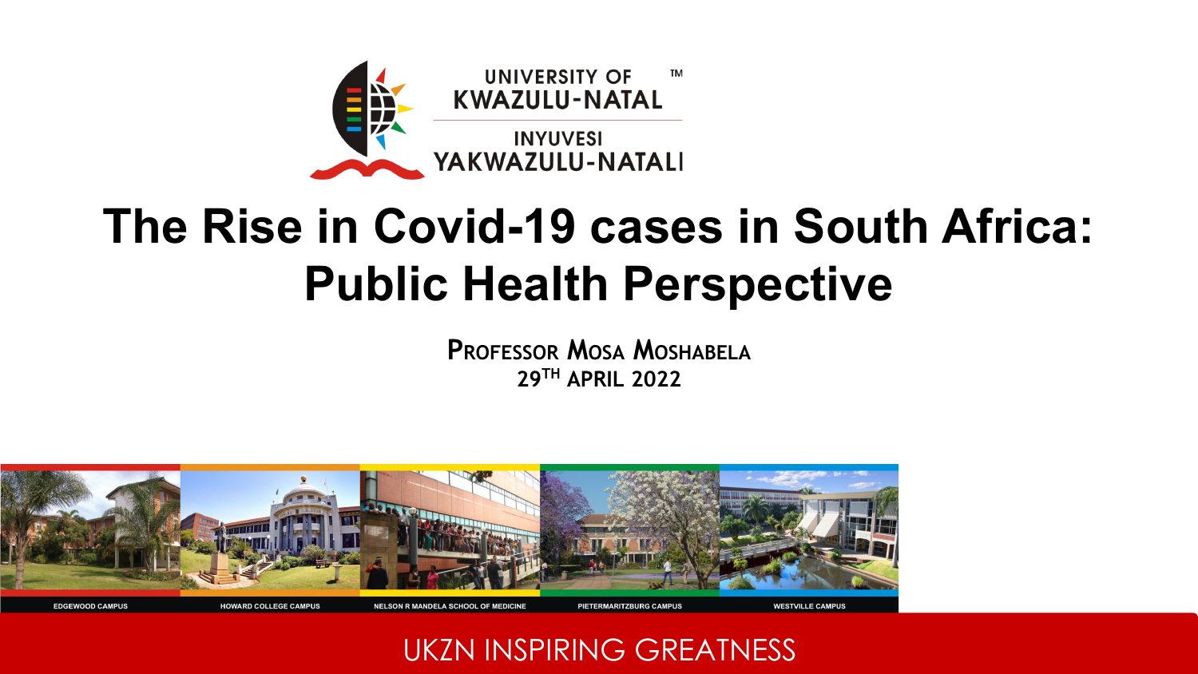UNIVERSITY OF KWAZULU-NATAL™

INYUVESI YAKWAZULU-NATALI

# The Rise in Covid-19 cases in South Africa: Public Health Perspective

PROFESSOR MOSA MOSHABELA

29TH APRIL 2022

EDGEWOOD CAMPUS

HOWARD COLLEGE CAMPUS

NELSON R MANDELA SCHOOL OF MEDICINE

PIETERMARITZBURG CAMPUS

WESTVILLE CAMPUS

UKZN INSPIRING GREATNESS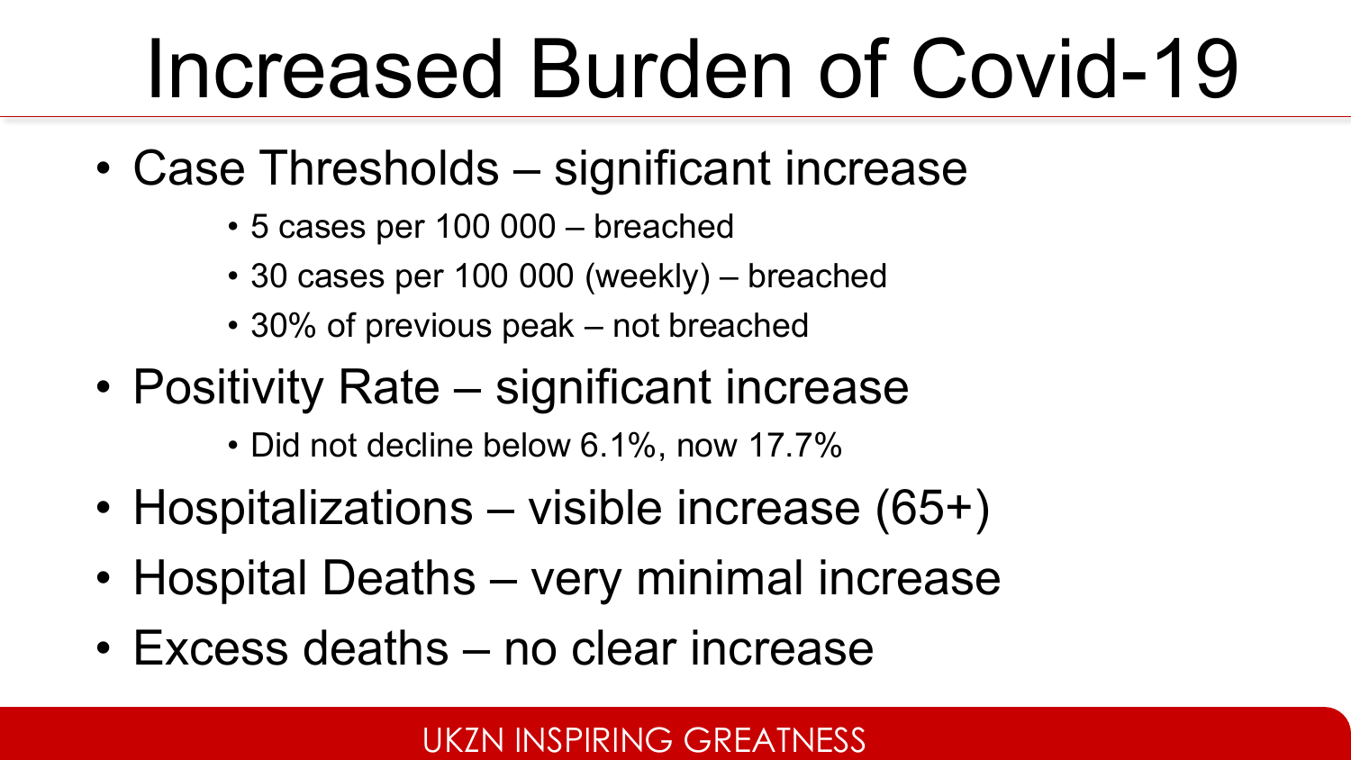# Increased Burden of Covid-19

- Case Thresholds – significant increase
  - 5 cases per 100 000 – breached
  - 30 cases per 100 000 (weekly) – breached
  - 30% of previous peak – not breached
- Positivity Rate – significant increase
  - Did not decline below 6.1%, now 17.7%
- Hospitalizations – visible increase (65+)
- Hospital Deaths – very minimal increase
- Excess deaths – no clear increase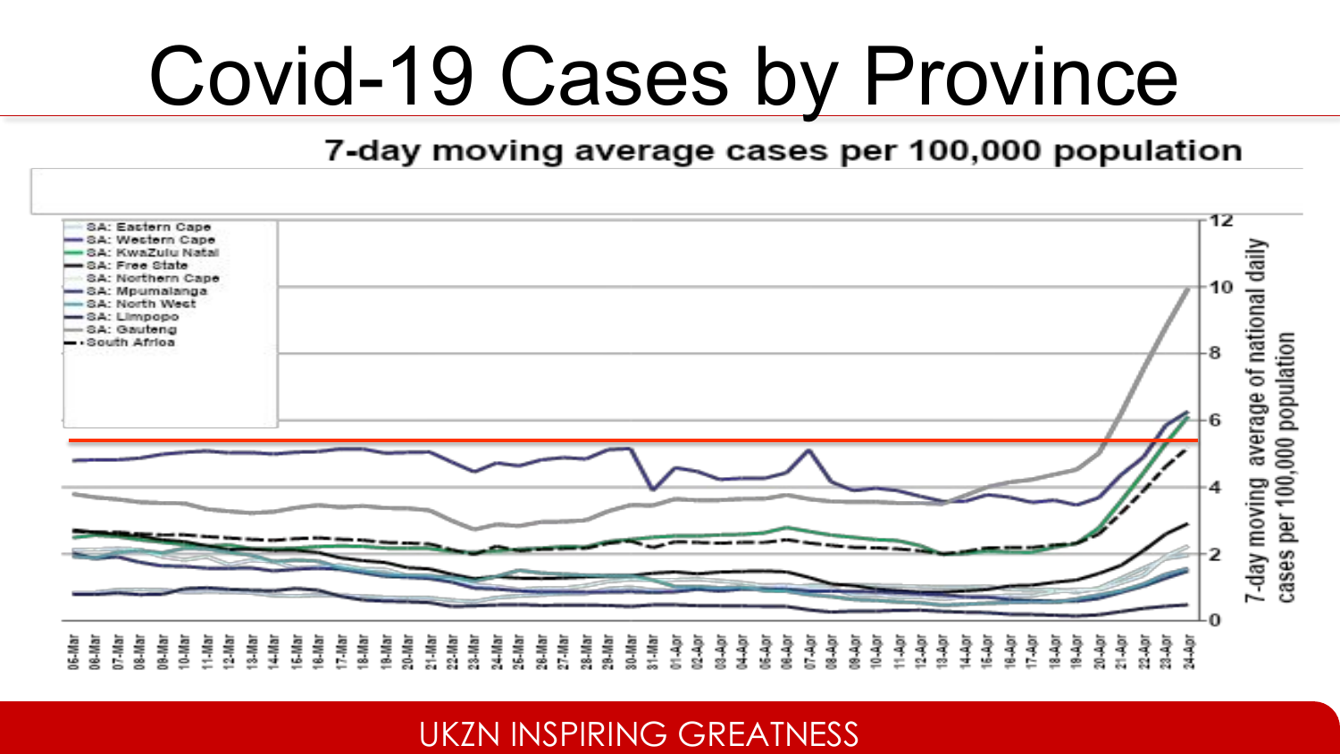# Covid-19 Cases by Province

7-day moving average cases per 100,000 population

SA: Eastern Cape
SA: Western Cape
SA: KwaZulu Natal
SA: Free State
SA: Northern Cape
SA: Mpumalanga
SA: North West
SA: Limpopo
SA: Gauteng
South Africa

12
10
8
6
4
2
0

7-day moving average of national daily cases per 100,000 population

05-Mar 06-Mar 07-Mar 08-Mar 09-Mar 10-Mar 11-Mar 12-Mar 13-Mar 14-Mar 15-Mar 16-Mar 17-Mar 18-Mar 19-Mar 20-Mar 21-Mar 22-Mar 23-Mar 24-Mar 25-Mar 26-Mar 27-Mar 28-Mar 29-Mar 30-Mar 31-Mar 01-Apr 02-Apr 03-Apr 04-Apr 05-Apr 06-Apr 07-Apr 08-Apr 09-Apr 10-Apr 11-Apr 12-Apr 13-Apr 14-Apr 15-Apr 16-Apr 17-Apr 18-Apr 19-Apr 20-Apr 21-Apr 22-Apr 23-Apr 24-Apr

UKZN INSPIRING GREATNESS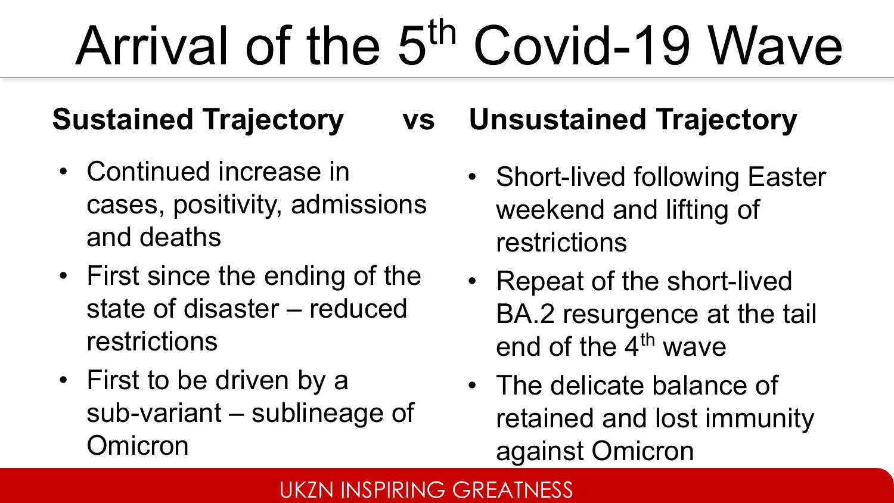# Arrival of the 5$^{th}$ Covid-19 Wave

**Sustained Trajectory vs Unsustained Trajectory**

**Sustained Trajectory**

- Continued increase in cases, positivity, admissions and deaths
- First since the ending of the state of disaster – reduced restrictions
- First to be driven by a sub-variant – sublineage of Omicron

**Unsustained Trajectory**

- Short-lived following Easter weekend and lifting of restrictions
- Repeat of the short-lived BA.2 resurgence at the tail end of the 4$^{th}$ wave
- The delicate balance of retained and lost immunity against Omicron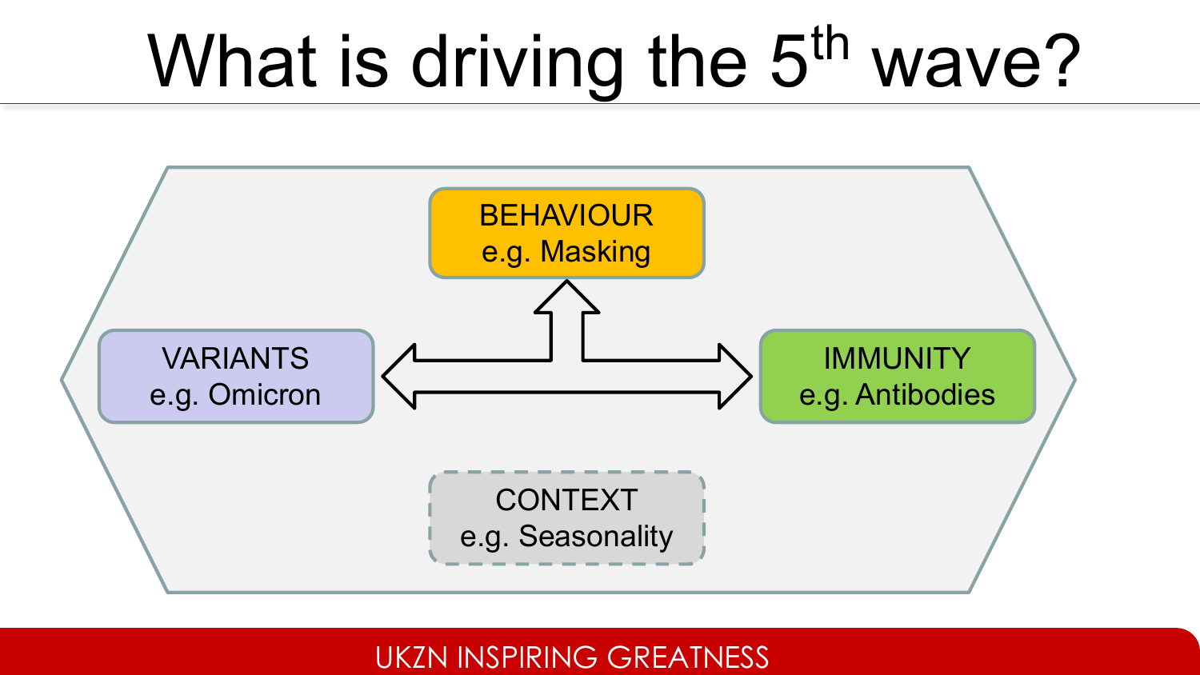# What is driving the 5th wave?

BEHAVIOUR
e.g. Masking

VARIANTS
e.g. Omicron

IMMUNITY
e.g. Antibodies

CONTEXT
e.g. Seasonality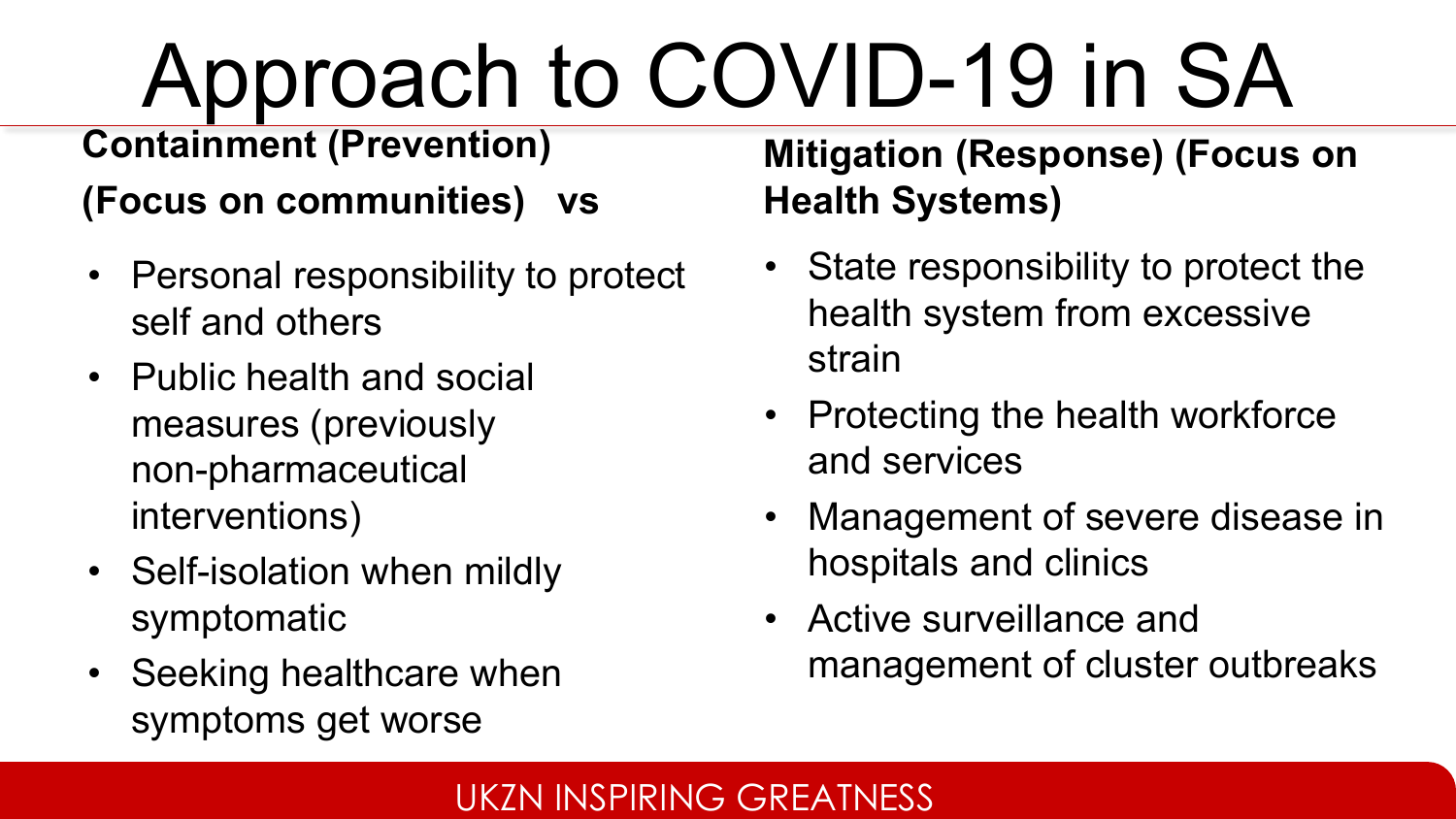# Approach to COVID-19 in SA

**Containment (Prevention) (Focus on communities) vs**

- Personal responsibility to protect self and others
- Public health and social measures (previously non-pharmaceutical interventions)
- Self-isolation when mildly symptomatic
- Seeking healthcare when symptoms get worse

**Mitigation (Response) (Focus on Health Systems)**

- State responsibility to protect the health system from excessive strain
- Protecting the health workforce and services
- Management of severe disease in hospitals and clinics
- Active surveillance and management of cluster outbreaks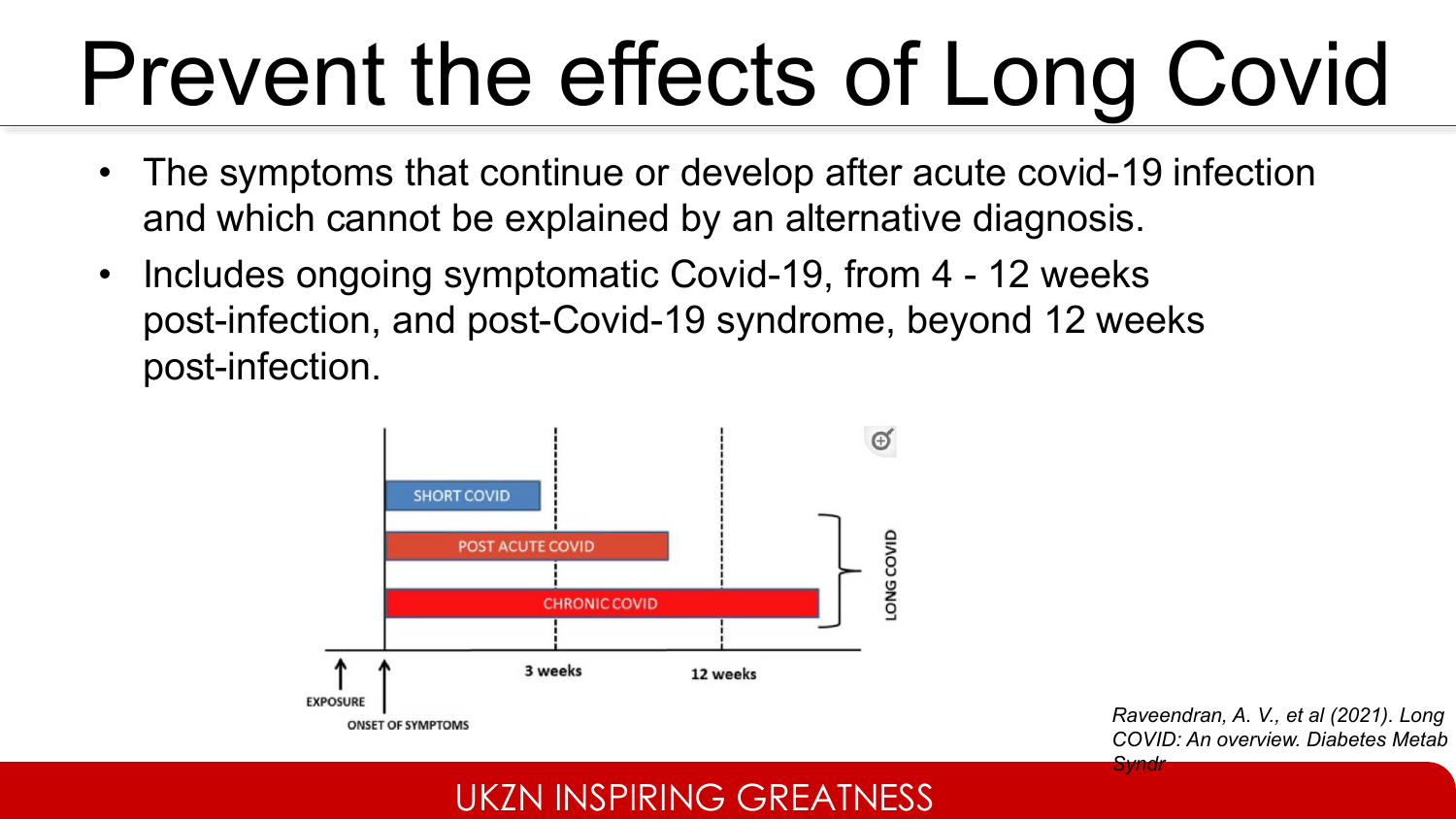# Prevent the effects of Long Covid

- The symptoms that continue or develop after acute covid-19 infection and which cannot be explained by an alternative diagnosis.
- Includes ongoing symptomatic Covid-19, from 4 - 12 weeks post-infection, and post-Covid-19 syndrome, beyond 12 weeks post-infection.

SHORT COVID

POST ACUTE COVID

CHRONIC COVID

LONG COVID

EXPOSURE

ONSET OF SYMPTOMS

3 weeks

12 weeks

*Raveendran, A. V., et al (2021). Long COVID: An overview. Diabetes Metab Syndr*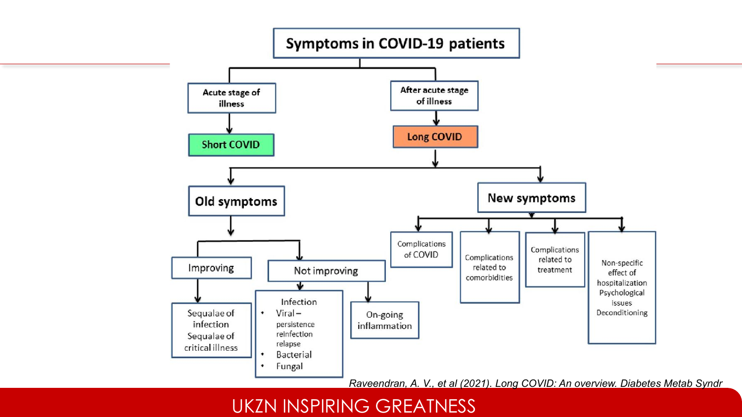# Symptoms in COVID-19 patients

Acute stage of illness

Short COVID

After acute stage of illness

Long COVID

Old symptoms

Improving

Sequalae of infection
Sequalae of critical illness

Not improving

Infection
- Viral – persistence reinfection relapse
- Bacterial
- Fungal

On-going inflammation

New symptoms

Complications of COVID

Complications related to comorbidities

Complications related to treatment

Non-specific effect of hospitalization
Psychological Issues
Deconditioning

*Raveendran, A. V., et al (2021). Long COVID: An overview. Diabetes Metab Syndr*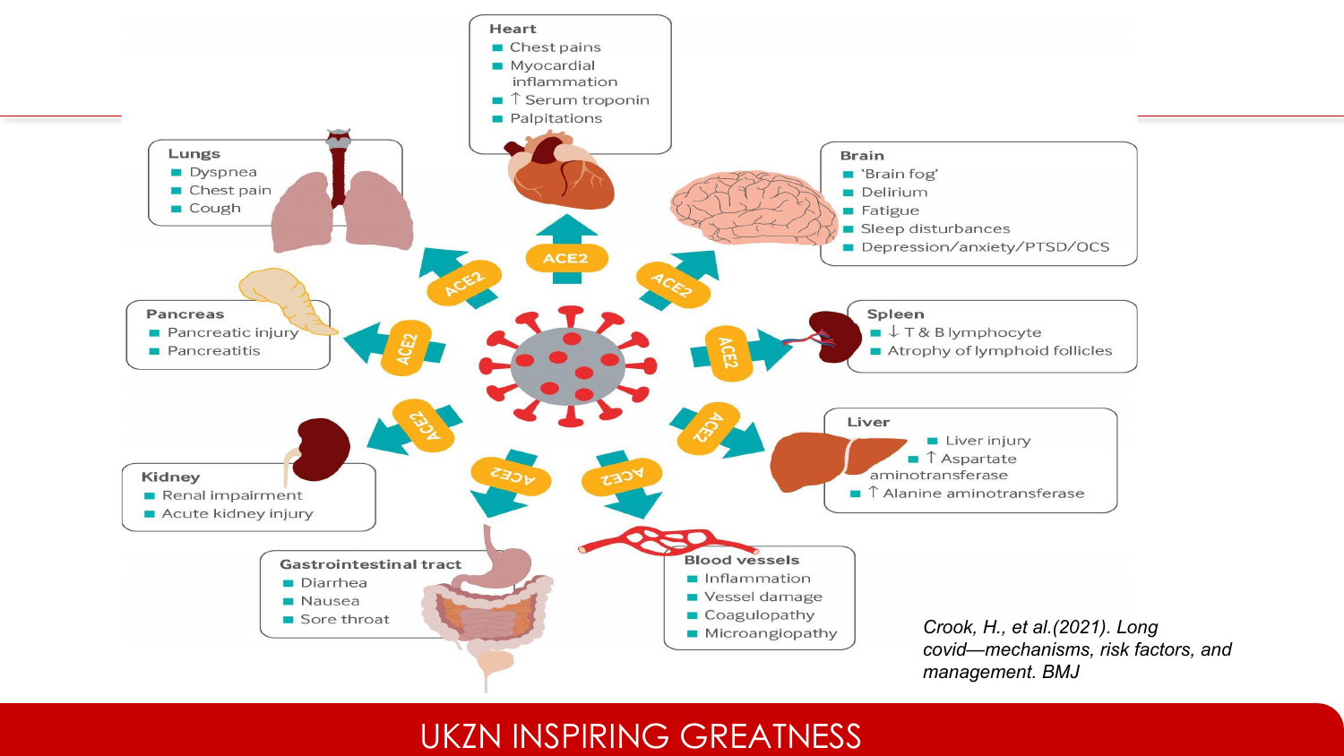**Heart**
- Chest pains
- Myocardial inflammation
- ↑ Serum troponin
- Palpitations

**Lungs**
- Dyspnea
- Chest pain
- Cough

**Brain**
- 'Brain fog'
- Delirium
- Fatigue
- Sleep disturbances
- Depression/anxiety/PTSD/OCS

**Pancreas**
- Pancreatic injury
- Pancreatitis

**Spleen**
- ↓ T & B lymphocyte
- Atrophy of lymphoid follicles

**Kidney**
- Renal impairment
- Acute kidney injury

**Liver**
- Liver injury
- ↑ Aspartate aminotransferase
- ↑ Alanine aminotransferase

**Gastrointestinal tract**
- Diarrhea
- Nausea
- Sore throat

**Blood vessels**
- Inflammation
- Vessel damage
- Coagulopathy
- Microangiopathy

ACE2

*Crook, H., et al.(2021). Long covid—mechanisms, risk factors, and management. BMJ*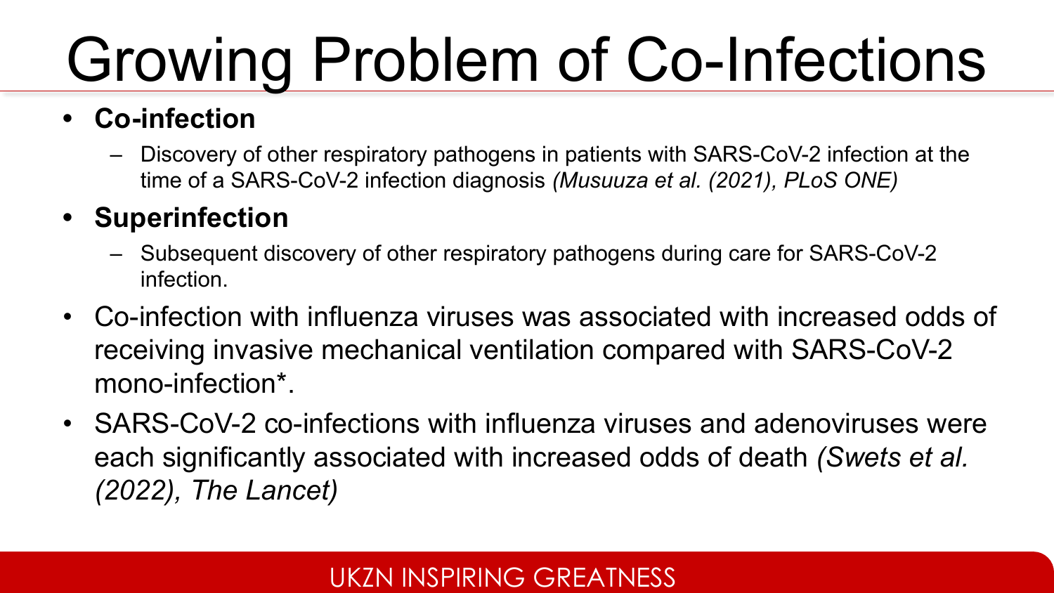# Growing Problem of Co-Infections

- **Co-infection**
  - Discovery of other respiratory pathogens in patients with SARS-CoV-2 infection at the time of a SARS-CoV-2 infection diagnosis *(Musuuza et al. (2021), PLoS ONE)*
- **Superinfection**
  - Subsequent discovery of other respiratory pathogens during care for SARS-CoV-2 infection.
- Co-infection with influenza viruses was associated with increased odds of receiving invasive mechanical ventilation compared with SARS-CoV-2 mono-infection*.
- SARS-CoV-2 co-infections with influenza viruses and adenoviruses were each significantly associated with increased odds of death *(Swets et al. (2022), The Lancet)*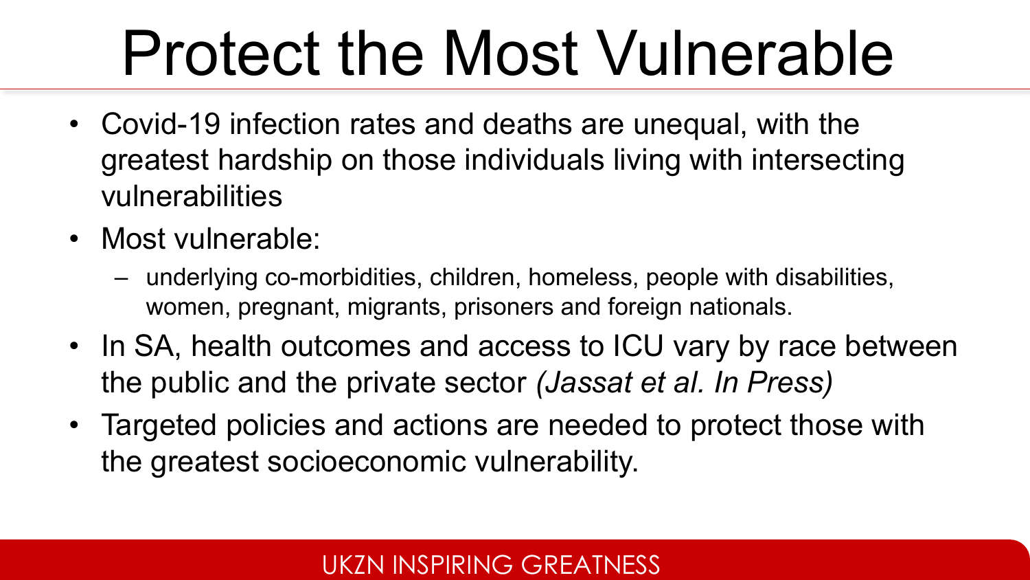# Protect the Most Vulnerable

- Covid-19 infection rates and deaths are unequal, with the greatest hardship on those individuals living with intersecting vulnerabilities
- Most vulnerable:
  - underlying co-morbidities, children, homeless, people with disabilities, women, pregnant, migrants, prisoners and foreign nationals.
- In SA, health outcomes and access to ICU vary by race between the public and the private sector *(Jassat et al. In Press)*
- Targeted policies and actions are needed to protect those with the greatest socioeconomic vulnerability.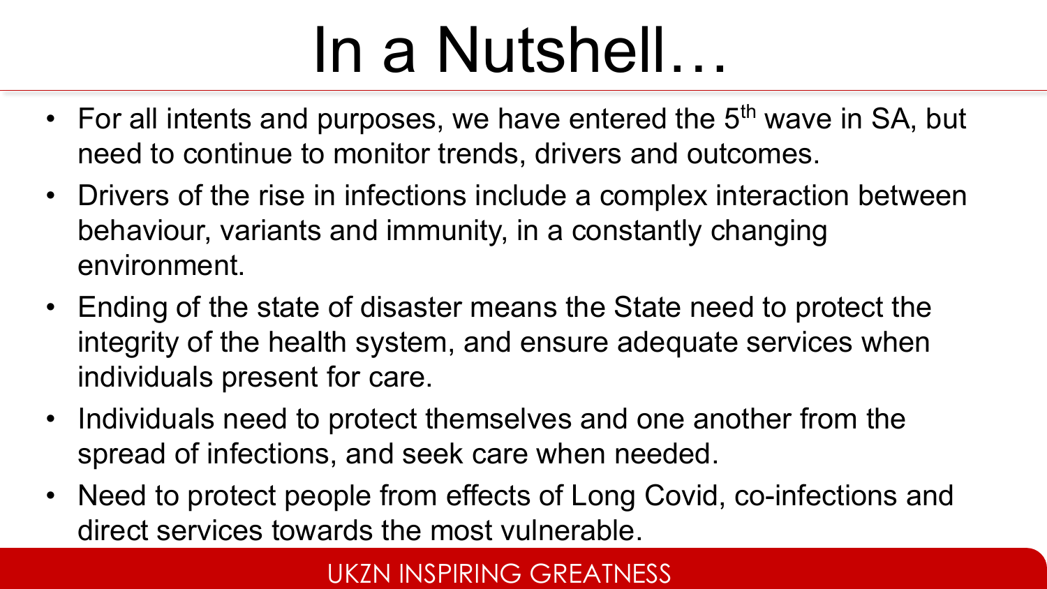# In a Nutshell…

- For all intents and purposes, we have entered the 5th wave in SA, but need to continue to monitor trends, drivers and outcomes.
- Drivers of the rise in infections include a complex interaction between behaviour, variants and immunity, in a constantly changing environment.
- Ending of the state of disaster means the State need to protect the integrity of the health system, and ensure adequate services when individuals present for care.
- Individuals need to protect themselves and one another from the spread of infections, and seek care when needed.
- Need to protect people from effects of Long Covid, co-infections and direct services towards the most vulnerable.